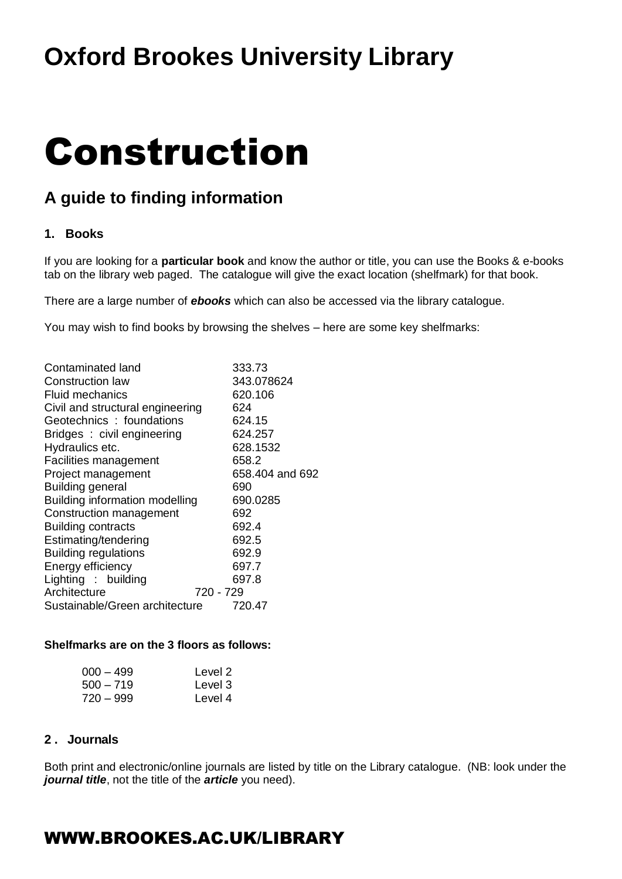# Oxford Brookes University Library

# Construction

## A guide to finding information

### 1. Books

If you are looking for a **particular book** and know the author or title, you can use the Books & e-books tab on the library web paged. The catalogue will give the exact location (shelfmark) for that book.

There are a large number of ***ebooks*** which can also be accessed via the library catalogue.

You may wish to find books by browsing the shelves – here are some key shelfmarks:

| Subject | Shelfmark |
|---|---|
| Contaminated land | 333.73 |
| Construction law | 343.078624 |
| Fluid mechanics | 620.106 |
| Civil and structural engineering | 624 |
| Geotechnics : foundations | 624.15 |
| Bridges : civil engineering | 624.257 |
| Hydraulics etc. | 628.1532 |
| Facilities management | 658.2 |
| Project management | 658.404 and 692 |
| Building general | 690 |
| Building information modelling | 690.0285 |
| Construction management | 692 |
| Building contracts | 692.4 |
| Estimating/tendering | 692.5 |
| Building regulations | 692.9 |
| Energy efficiency | 697.7 |
| Lighting : building | 697.8 |
| Architecture | 720 - 729 |
| Sustainable/Green architecture | 720.47 |

**Shelfmarks are on the 3 floors as follows:**

| Shelfmarks | Floor |
|---|---|
| 000 – 499 | Level 2 |
| 500 – 719 | Level 3 |
| 720 – 999 | Level 4 |

### 2 . Journals

Both print and electronic/online journals are listed by title on the Library catalogue. (NB: look under the ***journal title***, not the title of the ***article*** you need).

WWW.BROOKES.AC.UK/LIBRARY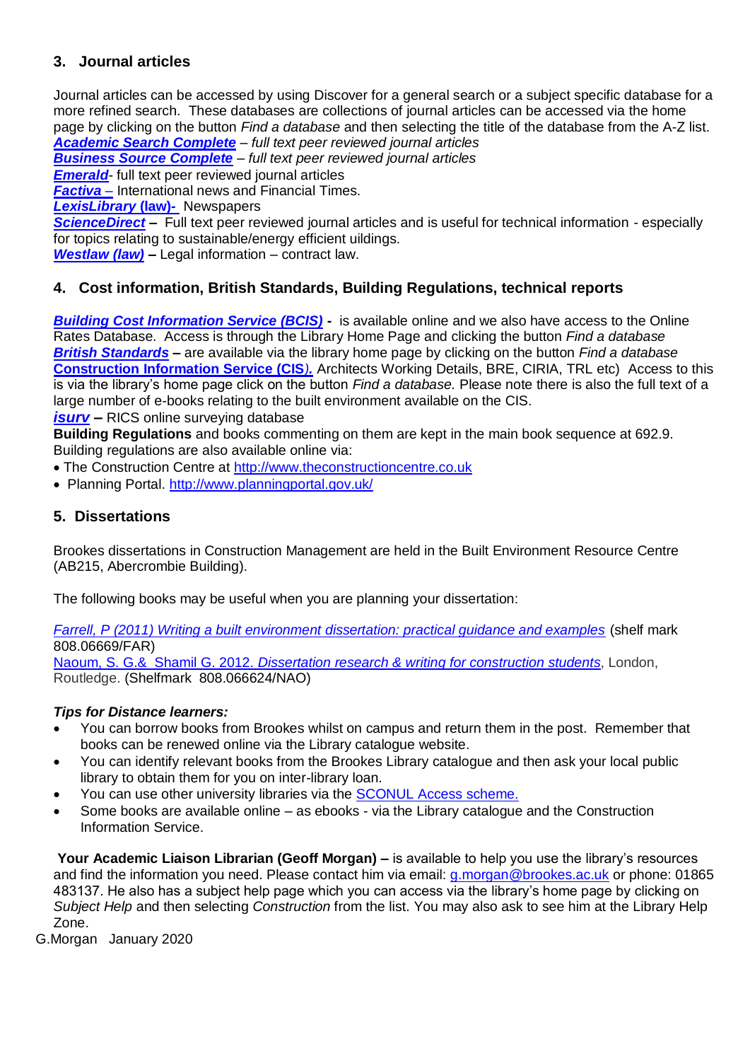## 3. Journal articles

Journal articles can be accessed by using Discover for a general search or a subject specific database for a more refined search. These databases are collections of journal articles can be accessed via the home page by clicking on the button *Find a database* and then selecting the title of the database from the A-Z list.
***Academic Search Complete*** – *full text peer reviewed journal articles*
***Business Source Complete*** – *full text peer reviewed journal articles*
***Emerald***- full text peer reviewed journal articles
***Factiva*** – International news and Financial Times.
***LexisLibrary* (law)-** Newspapers
***ScienceDirect*** **–** Full text peer reviewed journal articles and is useful for technical information - especially for topics relating to sustainable/energy efficient uildings.
***Westlaw (law)*** **–** Legal information – contract law.

## 4. Cost information, British Standards, Building Regulations, technical reports

***Building Cost Information Service (BCIS)*** **-** is available online and we also have access to the Online Rates Database. Access is through the Library Home Page and clicking the button *Find a database*
***British Standards*** **–** are available via the library home page by clicking on the button *Find a database*
**Construction Information Service (CIS*).*** Architects Working Details, BRE, CIRIA, TRL etc) Access to this is via the library's home page click on the button *Find a database*. Please note there is also the full text of a large number of e-books relating to the built environment available on the CIS.
***isurv*** **–** RICS online surveying database
**Building Regulations** and books commenting on them are kept in the main book sequence at 692.9. Building regulations are also available online via:

- The Construction Centre at http://www.theconstructioncentre.co.uk
- Planning Portal. http://www.planningportal.gov.uk/

## 5. Dissertations

Brookes dissertations in Construction Management are held in the Built Environment Resource Centre (AB215, Abercrombie Building).

The following books may be useful when you are planning your dissertation:

*Farrell, P (2011) Writing a built environment dissertation: practical guidance and examples* (shelf mark 808.06669/FAR)
Naoum, S. G.& Shamil G. 2012. *Dissertation research & writing for construction students*, London, Routledge. (Shelfmark 808.066624/NAO)

***Tips for Distance learners:***

- You can borrow books from Brookes whilst on campus and return them in the post. Remember that books can be renewed online via the Library catalogue website.
- You can identify relevant books from the Brookes Library catalogue and then ask your local public library to obtain them for you on inter-library loan.
- You can use other university libraries via the SCONUL Access scheme.
- Some books are available online – as ebooks - via the Library catalogue and the Construction Information Service.

**Your Academic Liaison Librarian (Geoff Morgan) –** is available to help you use the library's resources and find the information you need. Please contact him via email: g.morgan@brookes.ac.uk or phone: 01865 483137. He also has a subject help page which you can access via the library's home page by clicking on *Subject Help* and then selecting *Construction* from the list. You may also ask to see him at the Library Help Zone.

G.Morgan January 2020